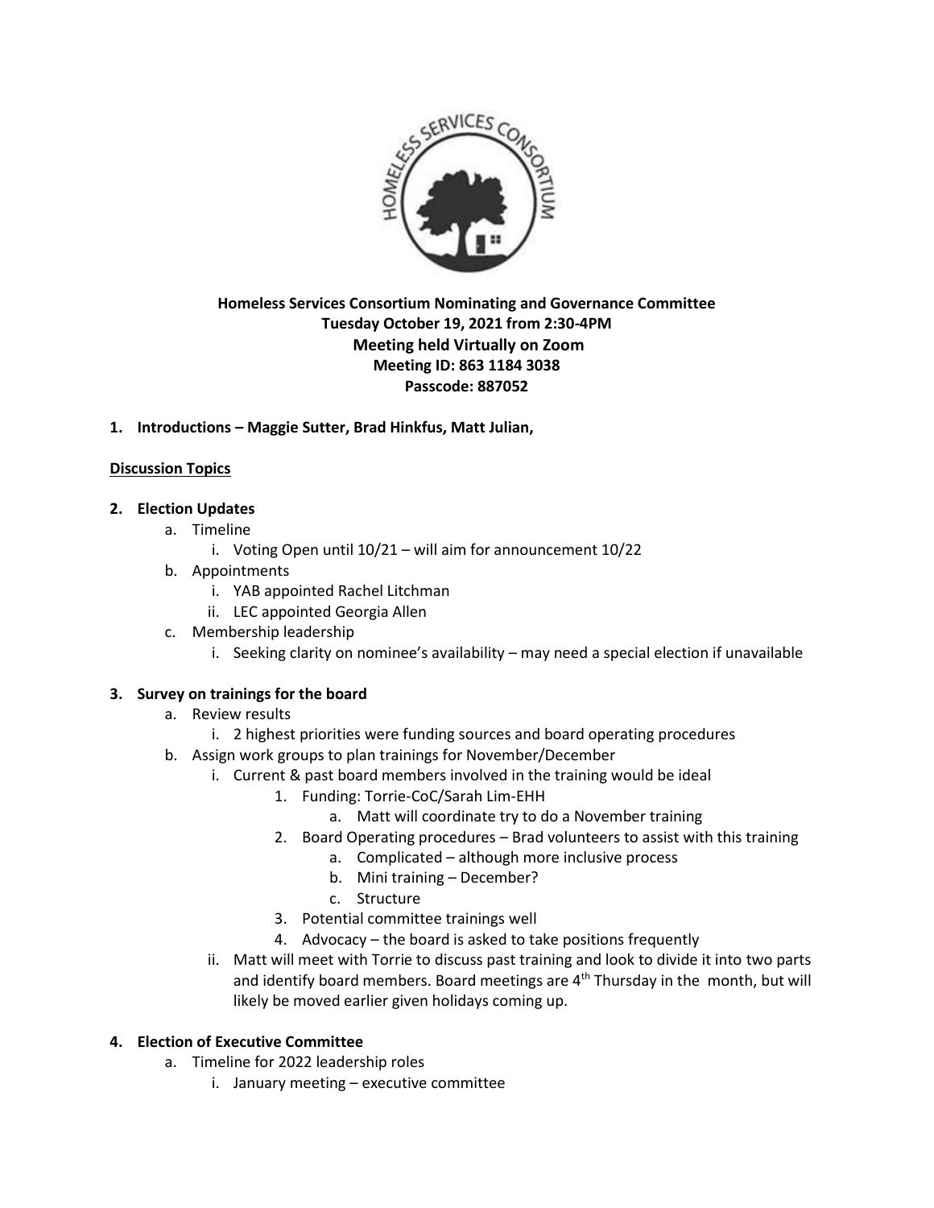**Homeless Services Consortium Nominating and Governance Committee**
**Tuesday October 19, 2021 from 2:30-4PM**
**Meeting held Virtually on Zoom**
**Meeting ID: 863 1184 3038**
**Passcode: 887052**

1. **Introductions – Maggie Sutter, Brad Hinkfus, Matt Julian,**

**Discussion Topics**

2. **Election Updates**
   a. Timeline
      i. Voting Open until 10/21 – will aim for announcement 10/22
   b. Appointments
      i. YAB appointed Rachel Litchman
      ii. LEC appointed Georgia Allen
   c. Membership leadership
      i. Seeking clarity on nominee's availability – may need a special election if unavailable

3. **Survey on trainings for the board**
   a. Review results
      i. 2 highest priorities were funding sources and board operating procedures
   b. Assign work groups to plan trainings for November/December
      i. Current & past board members involved in the training would be ideal
         1. Funding: Torrie-CoC/Sarah Lim-EHH
            a. Matt will coordinate try to do a November training
         2. Board Operating procedures – Brad volunteers to assist with this training
            a. Complicated – although more inclusive process
            b. Mini training – December?
            c. Structure
         3. Potential committee trainings well
         4. Advocacy – the board is asked to take positions frequently
      ii. Matt will meet with Torrie to discuss past training and look to divide it into two parts and identify board members. Board meetings are 4th Thursday in the month, but will likely be moved earlier given holidays coming up.

4. **Election of Executive Committee**
   a. Timeline for 2022 leadership roles
      i. January meeting – executive committee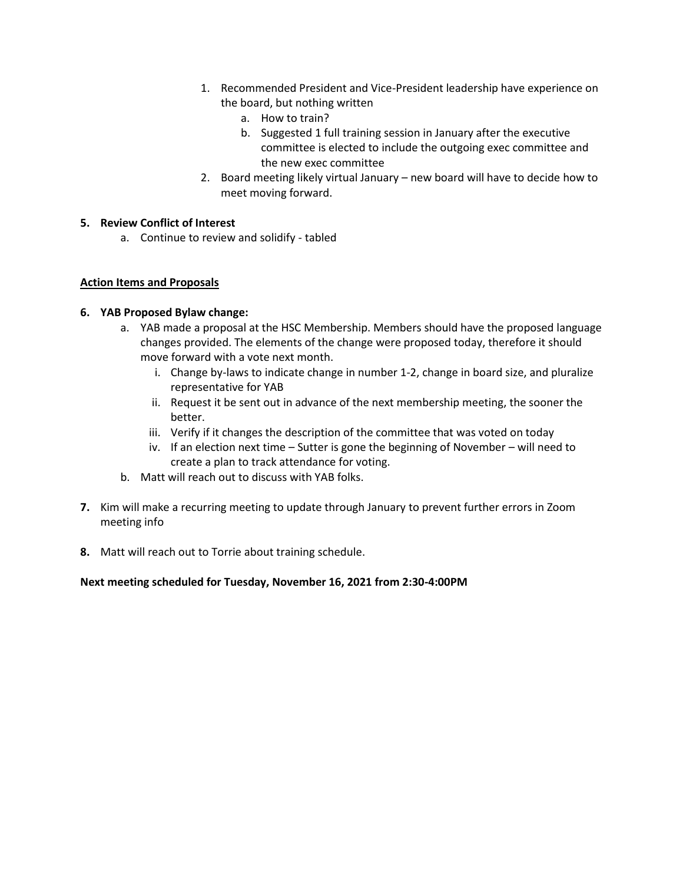1. Recommended President and Vice-President leadership have experience on the board, but nothing written
    a. How to train?
    b. Suggested 1 full training session in January after the executive committee is elected to include the outgoing exec committee and the new exec committee
2. Board meeting likely virtual January – new board will have to decide how to meet moving forward.

**5. Review Conflict of Interest**

a. Continue to review and solidify - tabled

**Action Items and Proposals**

**6. YAB Proposed Bylaw change:**

a. YAB made a proposal at the HSC Membership. Members should have the proposed language changes provided. The elements of the change were proposed today, therefore it should move forward with a vote next month.
    i. Change by-laws to indicate change in number 1-2, change in board size, and pluralize representative for YAB
    ii. Request it be sent out in advance of the next membership meeting, the sooner the better.
    iii. Verify if it changes the description of the committee that was voted on today
    iv. If an election next time – Sutter is gone the beginning of November – will need to create a plan to track attendance for voting.

b. Matt will reach out to discuss with YAB folks.

**7.** Kim will make a recurring meeting to update through January to prevent further errors in Zoom meeting info

**8.** Matt will reach out to Torrie about training schedule.

**Next meeting scheduled for Tuesday, November 16, 2021 from 2:30-4:00PM**